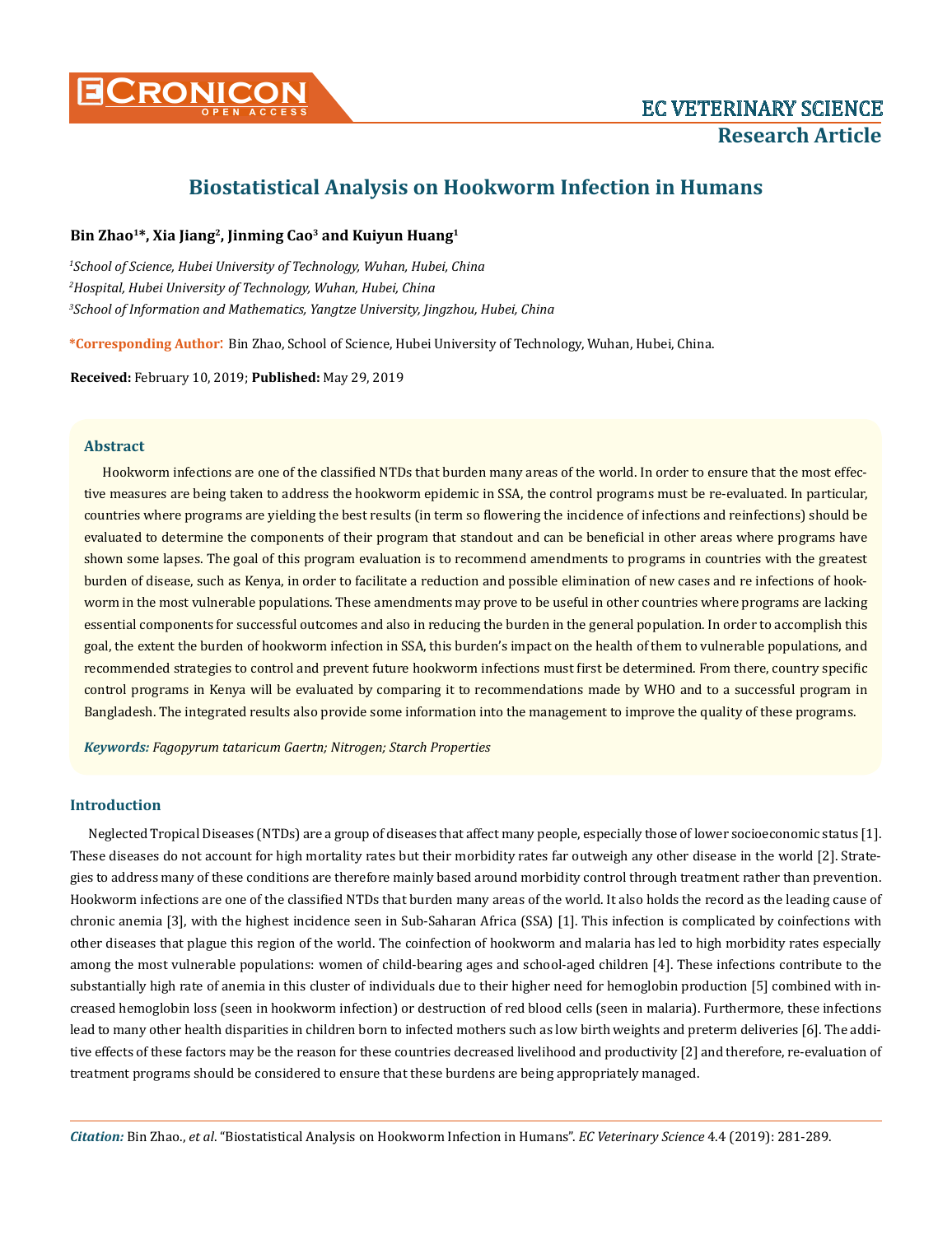# Biostatistical Analysis on Hookworm Infection in Humans

**Bin Zhao[1]*, Xia Jiang[2], Jinming Cao[3] and Kuiyun Huang[1]**

[1]*School of Science, Hubei University of Technology, Wuhan, Hubei, China*

[2]*Hospital, Hubei University of Technology, Wuhan, Hubei, China*

[3]*School of Information and Mathematics, Yangtze University, Jingzhou, Hubei, China*

**\*Corresponding Author:** Bin Zhao, School of Science, Hubei University of Technology, Wuhan, Hubei, China.

**Received:** February 10, 2019; **Published:** May 29, 2019

## Abstract

Hookworm infections are one of the classified NTDs that burden many areas of the world. In order to ensure that the most effective measures are being taken to address the hookworm epidemic in SSA, the control programs must be re-evaluated. In particular, countries where programs are yielding the best results (in term so flowering the incidence of infections and reinfections) should be evaluated to determine the components of their program that standout and can be beneficial in other areas where programs have shown some lapses. The goal of this program evaluation is to recommend amendments to programs in countries with the greatest burden of disease, such as Kenya, in order to facilitate a reduction and possible elimination of new cases and re infections of hookworm in the most vulnerable populations. These amendments may prove to be useful in other countries where programs are lacking essential components for successful outcomes and also in reducing the burden in the general population. In order to accomplish this goal, the extent the burden of hookworm infection in SSA, this burden's impact on the health of them to vulnerable populations, and recommended strategies to control and prevent future hookworm infections must first be determined. From there, country specific control programs in Kenya will be evaluated by comparing it to recommendations made by WHO and to a successful program in Bangladesh. The integrated results also provide some information into the management to improve the quality of these programs.

***Keywords:*** *Fagopyrum tataricum Gaertn; Nitrogen; Starch Properties*

## Introduction

Neglected Tropical Diseases (NTDs) are a group of diseases that affect many people, especially those of lower socioeconomic status [1]. These diseases do not account for high mortality rates but their morbidity rates far outweigh any other disease in the world [2]. Strategies to address many of these conditions are therefore mainly based around morbidity control through treatment rather than prevention. Hookworm infections are one of the classified NTDs that burden many areas of the world. It also holds the record as the leading cause of chronic anemia [3], with the highest incidence seen in Sub-Saharan Africa (SSA) [1]. This infection is complicated by coinfections with other diseases that plague this region of the world. The coinfection of hookworm and malaria has led to high morbidity rates especially among the most vulnerable populations: women of child-bearing ages and school-aged children [4]. These infections contribute to the substantially high rate of anemia in this cluster of individuals due to their higher need for hemoglobin production [5] combined with increased hemoglobin loss (seen in hookworm infection) or destruction of red blood cells (seen in malaria). Furthermore, these infections lead to many other health disparities in children born to infected mothers such as low birth weights and preterm deliveries [6]. The additive effects of these factors may be the reason for these countries decreased livelihood and productivity [2] and therefore, re-evaluation of treatment programs should be considered to ensure that these burdens are being appropriately managed.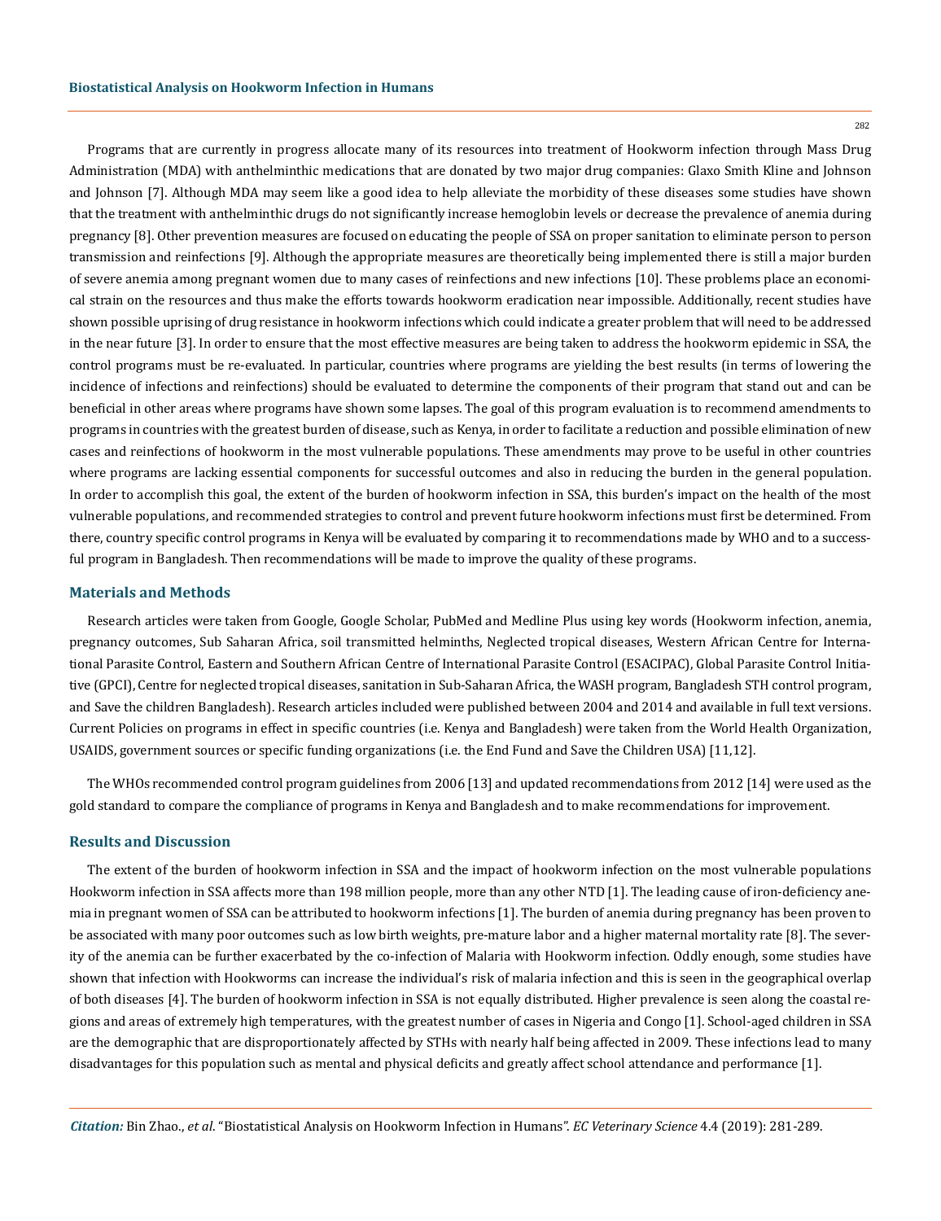Programs that are currently in progress allocate many of its resources into treatment of Hookworm infection through Mass Drug Administration (MDA) with anthelminthic medications that are donated by two major drug companies: Glaxo Smith Kline and Johnson and Johnson [7]. Although MDA may seem like a good idea to help alleviate the morbidity of these diseases some studies have shown that the treatment with anthelminthic drugs do not significantly increase hemoglobin levels or decrease the prevalence of anemia during pregnancy [8]. Other prevention measures are focused on educating the people of SSA on proper sanitation to eliminate person to person transmission and reinfections [9]. Although the appropriate measures are theoretically being implemented there is still a major burden of severe anemia among pregnant women due to many cases of reinfections and new infections [10]. These problems place an economical strain on the resources and thus make the efforts towards hookworm eradication near impossible. Additionally, recent studies have shown possible uprising of drug resistance in hookworm infections which could indicate a greater problem that will need to be addressed in the near future [3]. In order to ensure that the most effective measures are being taken to address the hookworm epidemic in SSA, the control programs must be re-evaluated. In particular, countries where programs are yielding the best results (in terms of lowering the incidence of infections and reinfections) should be evaluated to determine the components of their program that stand out and can be beneficial in other areas where programs have shown some lapses. The goal of this program evaluation is to recommend amendments to programs in countries with the greatest burden of disease, such as Kenya, in order to facilitate a reduction and possible elimination of new cases and reinfections of hookworm in the most vulnerable populations. These amendments may prove to be useful in other countries where programs are lacking essential components for successful outcomes and also in reducing the burden in the general population. In order to accomplish this goal, the extent of the burden of hookworm infection in SSA, this burden's impact on the health of the most vulnerable populations, and recommended strategies to control and prevent future hookworm infections must first be determined. From there, country specific control programs in Kenya will be evaluated by comparing it to recommendations made by WHO and to a successful program in Bangladesh. Then recommendations will be made to improve the quality of these programs.

## Materials and Methods

Research articles were taken from Google, Google Scholar, PubMed and Medline Plus using key words (Hookworm infection, anemia, pregnancy outcomes, Sub Saharan Africa, soil transmitted helminths, Neglected tropical diseases, Western African Centre for International Parasite Control, Eastern and Southern African Centre of International Parasite Control (ESACIPAC), Global Parasite Control Initiative (GPCI), Centre for neglected tropical diseases, sanitation in Sub-Saharan Africa, the WASH program, Bangladesh STH control program, and Save the children Bangladesh). Research articles included were published between 2004 and 2014 and available in full text versions. Current Policies on programs in effect in specific countries (i.e. Kenya and Bangladesh) were taken from the World Health Organization, USAIDS, government sources or specific funding organizations (i.e. the End Fund and Save the Children USA) [11,12].

The WHOs recommended control program guidelines from 2006 [13] and updated recommendations from 2012 [14] were used as the gold standard to compare the compliance of programs in Kenya and Bangladesh and to make recommendations for improvement.

## Results and Discussion

The extent of the burden of hookworm infection in SSA and the impact of hookworm infection on the most vulnerable populations Hookworm infection in SSA affects more than 198 million people, more than any other NTD [1]. The leading cause of iron-deficiency anemia in pregnant women of SSA can be attributed to hookworm infections [1]. The burden of anemia during pregnancy has been proven to be associated with many poor outcomes such as low birth weights, pre-mature labor and a higher maternal mortality rate [8]. The severity of the anemia can be further exacerbated by the co-infection of Malaria with Hookworm infection. Oddly enough, some studies have shown that infection with Hookworms can increase the individual's risk of malaria infection and this is seen in the geographical overlap of both diseases [4]. The burden of hookworm infection in SSA is not equally distributed. Higher prevalence is seen along the coastal regions and areas of extremely high temperatures, with the greatest number of cases in Nigeria and Congo [1]. School-aged children in SSA are the demographic that are disproportionately affected by STHs with nearly half being affected in 2009. These infections lead to many disadvantages for this population such as mental and physical deficits and greatly affect school attendance and performance [1].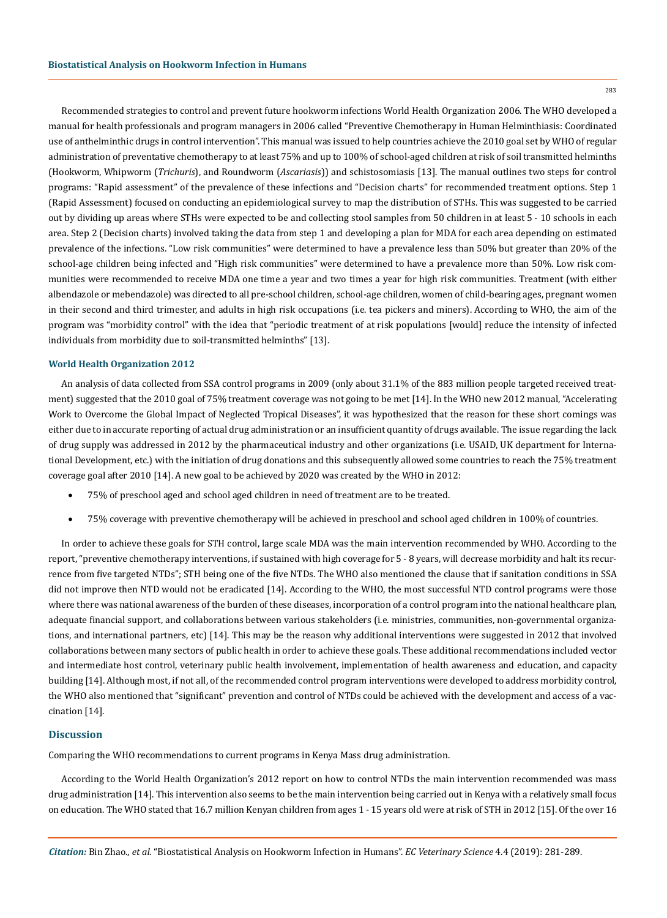Recommended strategies to control and prevent future hookworm infections World Health Organization 2006. The WHO developed a manual for health professionals and program managers in 2006 called "Preventive Chemotherapy in Human Helminthiasis: Coordinated use of anthelminthic drugs in control intervention". This manual was issued to help countries achieve the 2010 goal set by WHO of regular administration of preventative chemotherapy to at least 75% and up to 100% of school-aged children at risk of soil transmitted helminths (Hookworm, Whipworm (*Trichuris*), and Roundworm (*Ascariasis*)) and schistosomiasis [13]. The manual outlines two steps for control programs: "Rapid assessment" of the prevalence of these infections and "Decision charts" for recommended treatment options. Step 1 (Rapid Assessment) focused on conducting an epidemiological survey to map the distribution of STHs. This was suggested to be carried out by dividing up areas where STHs were expected to be and collecting stool samples from 50 children in at least 5 - 10 schools in each area. Step 2 (Decision charts) involved taking the data from step 1 and developing a plan for MDA for each area depending on estimated prevalence of the infections. "Low risk communities" were determined to have a prevalence less than 50% but greater than 20% of the school-age children being infected and "High risk communities" were determined to have a prevalence more than 50%. Low risk communities were recommended to receive MDA one time a year and two times a year for high risk communities. Treatment (with either albendazole or mebendazole) was directed to all pre-school children, school-age children, women of child-bearing ages, pregnant women in their second and third trimester, and adults in high risk occupations (i.e. tea pickers and miners). According to WHO, the aim of the program was "morbidity control" with the idea that "periodic treatment of at risk populations [would] reduce the intensity of infected individuals from morbidity due to soil-transmitted helminths" [13].

### World Health Organization 2012

An analysis of data collected from SSA control programs in 2009 (only about 31.1% of the 883 million people targeted received treatment) suggested that the 2010 goal of 75% treatment coverage was not going to be met [14]. In the WHO new 2012 manual, "Accelerating Work to Overcome the Global Impact of Neglected Tropical Diseases", it was hypothesized that the reason for these short comings was either due to inaccurate reporting of actual drug administration or an insufficient quantity of drugs available. The issue regarding the lack of drug supply was addressed in 2012 by the pharmaceutical industry and other organizations (i.e. USAID, UK department for International Development, etc.) with the initiation of drug donations and this subsequently allowed some countries to reach the 75% treatment coverage goal after 2010 [14]. A new goal to be achieved by 2020 was created by the WHO in 2012:

- 75% of preschool aged and school aged children in need of treatment are to be treated.
- 75% coverage with preventive chemotherapy will be achieved in preschool and school aged children in 100% of countries.

In order to achieve these goals for STH control, large scale MDA was the main intervention recommended by WHO. According to the report, "preventive chemotherapy interventions, if sustained with high coverage for 5 - 8 years, will decrease morbidity and halt its recurrence from five targeted NTDs"; STH being one of the five NTDs. The WHO also mentioned the clause that if sanitation conditions in SSA did not improve then NTD would not be eradicated [14]. According to the WHO, the most successful NTD control programs were those where there was national awareness of the burden of these diseases, incorporation of a control program into the national healthcare plan, adequate financial support, and collaborations between various stakeholders (i.e. ministries, communities, non-governmental organizations, and international partners, etc) [14]. This may be the reason why additional interventions were suggested in 2012 that involved collaborations between many sectors of public health in order to achieve these goals. These additional recommendations included vector and intermediate host control, veterinary public health involvement, implementation of health awareness and education, and capacity building [14]. Although most, if not all, of the recommended control program interventions were developed to address morbidity control, the WHO also mentioned that "significant" prevention and control of NTDs could be achieved with the development and access of a vaccination [14].

## Discussion

Comparing the WHO recommendations to current programs in Kenya Mass drug administration.

According to the World Health Organization's 2012 report on how to control NTDs the main intervention recommended was mass drug administration [14]. This intervention also seems to be the main intervention being carried out in Kenya with a relatively small focus on education. The WHO stated that 16.7 million Kenyan children from ages 1 - 15 years old were at risk of STH in 2012 [15]. Of the over 16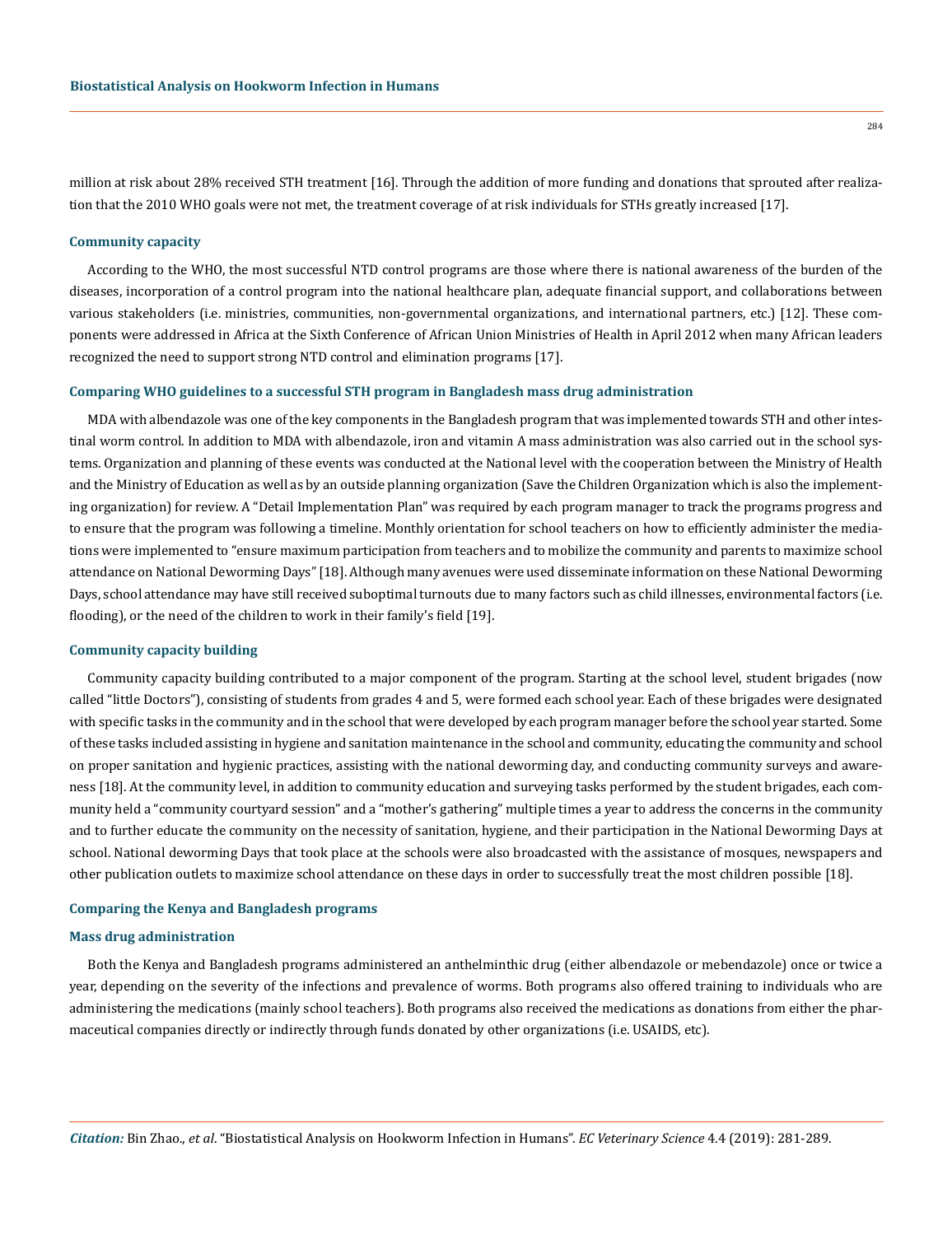million at risk about 28% received STH treatment [16]. Through the addition of more funding and donations that sprouted after realization that the 2010 WHO goals were not met, the treatment coverage of at risk individuals for STHs greatly increased [17].

### Community capacity

According to the WHO, the most successful NTD control programs are those where there is national awareness of the burden of the diseases, incorporation of a control program into the national healthcare plan, adequate financial support, and collaborations between various stakeholders (i.e. ministries, communities, non-governmental organizations, and international partners, etc.) [12]. These components were addressed in Africa at the Sixth Conference of African Union Ministries of Health in April 2012 when many African leaders recognized the need to support strong NTD control and elimination programs [17].

### Comparing WHO guidelines to a successful STH program in Bangladesh mass drug administration

MDA with albendazole was one of the key components in the Bangladesh program that was implemented towards STH and other intestinal worm control. In addition to MDA with albendazole, iron and vitamin A mass administration was also carried out in the school systems. Organization and planning of these events was conducted at the National level with the cooperation between the Ministry of Health and the Ministry of Education as well as by an outside planning organization (Save the Children Organization which is also the implementing organization) for review. A "Detail Implementation Plan" was required by each program manager to track the programs progress and to ensure that the program was following a timeline. Monthly orientation for school teachers on how to efficiently administer the mediations were implemented to "ensure maximum participation from teachers and to mobilize the community and parents to maximize school attendance on National Deworming Days" [18]. Although many avenues were used disseminate information on these National Deworming Days, school attendance may have still received suboptimal turnouts due to many factors such as child illnesses, environmental factors (i.e. flooding), or the need of the children to work in their family's field [19].

### Community capacity building

Community capacity building contributed to a major component of the program. Starting at the school level, student brigades (now called "little Doctors"), consisting of students from grades 4 and 5, were formed each school year. Each of these brigades were designated with specific tasks in the community and in the school that were developed by each program manager before the school year started. Some of these tasks included assisting in hygiene and sanitation maintenance in the school and community, educating the community and school on proper sanitation and hygienic practices, assisting with the national deworming day, and conducting community surveys and awareness [18]. At the community level, in addition to community education and surveying tasks performed by the student brigades, each community held a "community courtyard session" and a "mother's gathering" multiple times a year to address the concerns in the community and to further educate the community on the necessity of sanitation, hygiene, and their participation in the National Deworming Days at school. National deworming Days that took place at the schools were also broadcasted with the assistance of mosques, newspapers and other publication outlets to maximize school attendance on these days in order to successfully treat the most children possible [18].

### Comparing the Kenya and Bangladesh programs

### Mass drug administration

Both the Kenya and Bangladesh programs administered an anthelminthic drug (either albendazole or mebendazole) once or twice a year, depending on the severity of the infections and prevalence of worms. Both programs also offered training to individuals who are administering the medications (mainly school teachers). Both programs also received the medications as donations from either the pharmaceutical companies directly or indirectly through funds donated by other organizations (i.e. USAIDS, etc).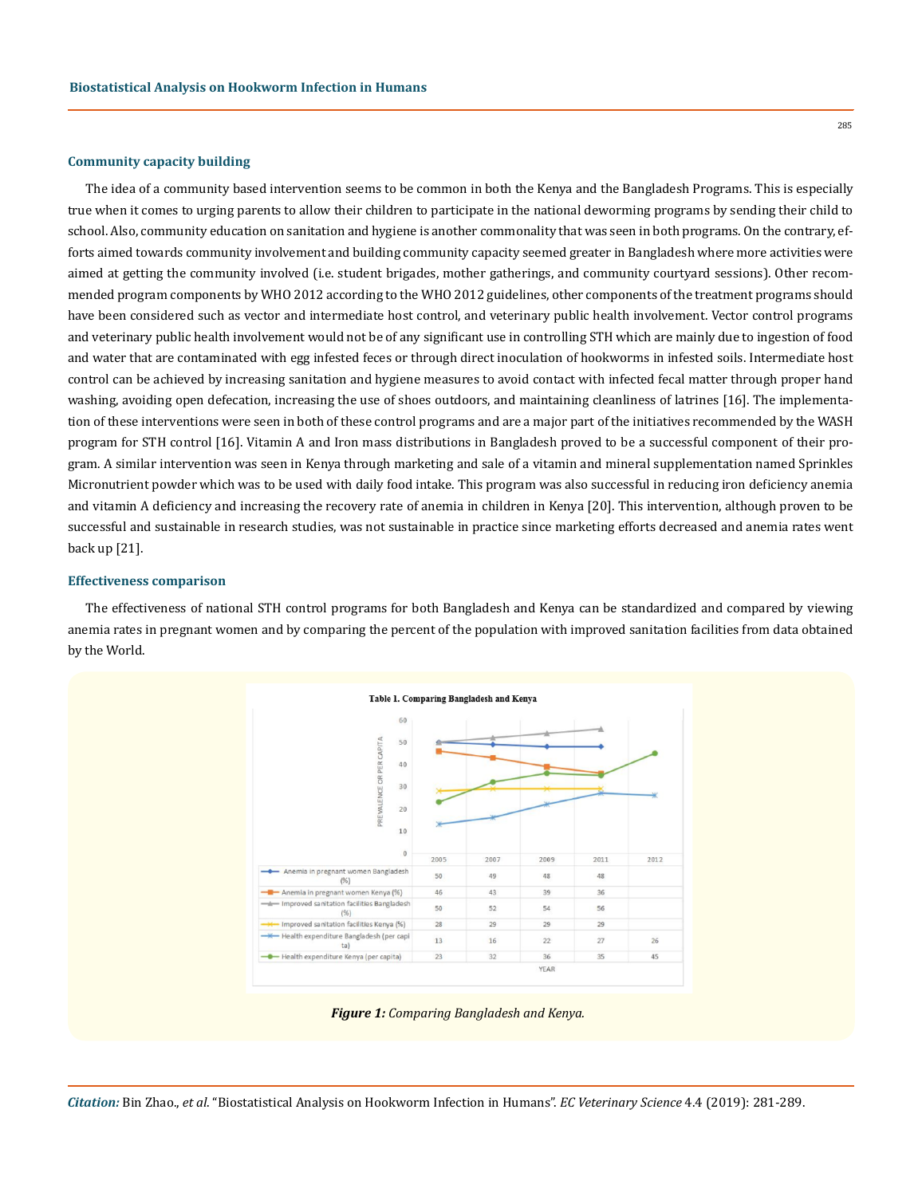## Community capacity building

The idea of a community based intervention seems to be common in both the Kenya and the Bangladesh Programs. This is especially true when it comes to urging parents to allow their children to participate in the national deworming programs by sending their child to school. Also, community education on sanitation and hygiene is another commonality that was seen in both programs. On the contrary, efforts aimed towards community involvement and building community capacity seemed greater in Bangladesh where more activities were aimed at getting the community involved (i.e. student brigades, mother gatherings, and community courtyard sessions). Other recommended program components by WHO 2012 according to the WHO 2012 guidelines, other components of the treatment programs should have been considered such as vector and intermediate host control, and veterinary public health involvement. Vector control programs and veterinary public health involvement would not be of any significant use in controlling STH which are mainly due to ingestion of food and water that are contaminated with egg infested feces or through direct inoculation of hookworms in infested soils. Intermediate host control can be achieved by increasing sanitation and hygiene measures to avoid contact with infected fecal matter through proper hand washing, avoiding open defecation, increasing the use of shoes outdoors, and maintaining cleanliness of latrines [16]. The implementation of these interventions were seen in both of these control programs and are a major part of the initiatives recommended by the WASH program for STH control [16]. Vitamin A and Iron mass distributions in Bangladesh proved to be a successful component of their program. A similar intervention was seen in Kenya through marketing and sale of a vitamin and mineral supplementation named Sprinkles Micronutrient powder which was to be used with daily food intake. This program was also successful in reducing iron deficiency anemia and vitamin A deficiency and increasing the recovery rate of anemia in children in Kenya [20]. This intervention, although proven to be successful and sustainable in research studies, was not sustainable in practice since marketing efforts decreased and anemia rates went back up [21].

## Effectiveness comparison

The effectiveness of national STH control programs for both Bangladesh and Kenya can be standardized and compared by viewing anemia rates in pregnant women and by comparing the percent of the population with improved sanitation facilities from data obtained by the World.

Table 1. Comparing Bangladesh and Kenya

PREVALENCE OR PER CAPITA

0
10
20
30
40
50
60

2005 2007 2009 2011 2012

Anemia in pregnant women Bangladesh (%) 50 49 48 48

Anemia in pregnant women Kenya (%) 46 43 39 36

Improved sanitation facilities Bangladesh (%) 50 52 54 56

Improved sanitation facilities Kenya (%) 28 29 29 29

Health expenditure Bangladesh (per capita) 13 16 22 27 26

Health expenditure Kenya (per capita) 23 32 36 35 45

YEAR

***Figure 1:*** *Comparing Bangladesh and Kenya.*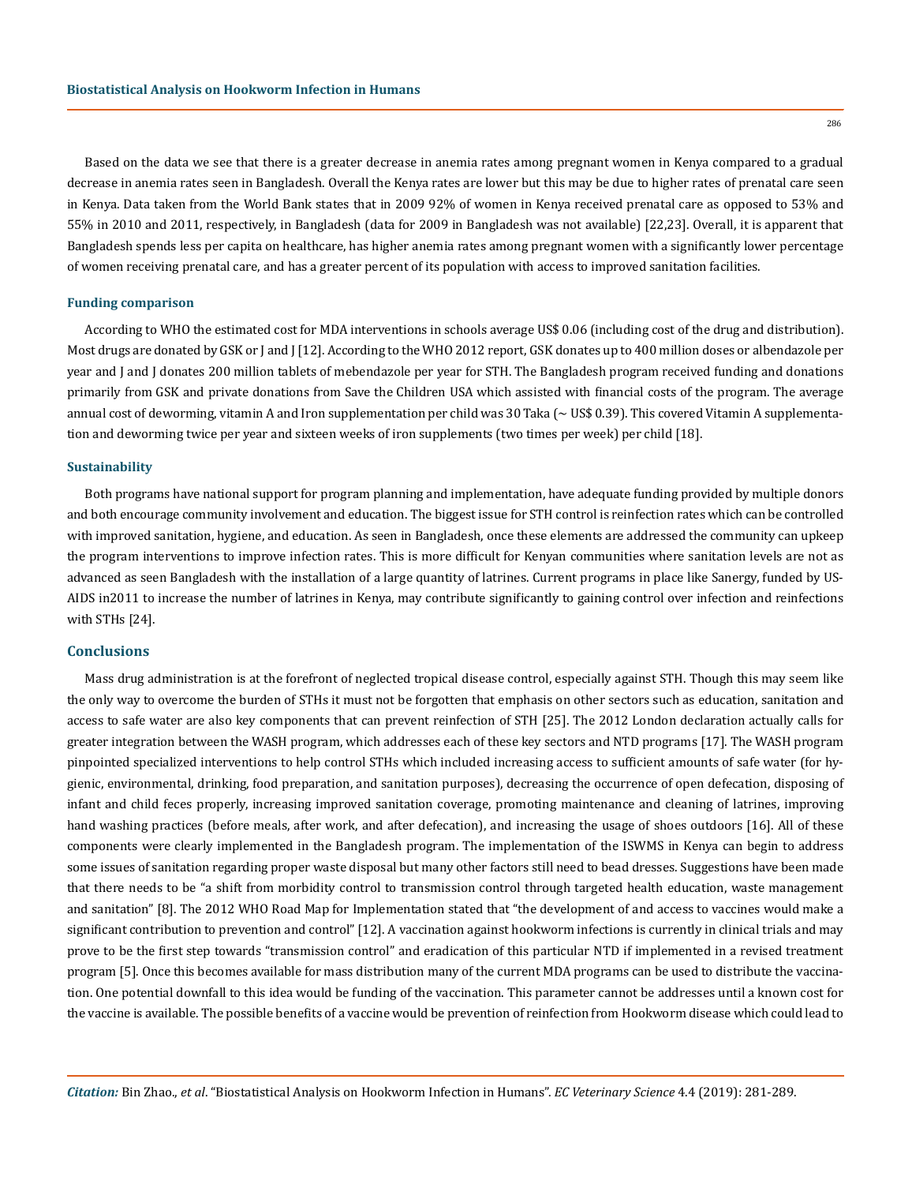Based on the data we see that there is a greater decrease in anemia rates among pregnant women in Kenya compared to a gradual decrease in anemia rates seen in Bangladesh. Overall the Kenya rates are lower but this may be due to higher rates of prenatal care seen in Kenya. Data taken from the World Bank states that in 2009 92% of women in Kenya received prenatal care as opposed to 53% and 55% in 2010 and 2011, respectively, in Bangladesh (data for 2009 in Bangladesh was not available) [22,23]. Overall, it is apparent that Bangladesh spends less per capita on healthcare, has higher anemia rates among pregnant women with a significantly lower percentage of women receiving prenatal care, and has a greater percent of its population with access to improved sanitation facilities.

### Funding comparison

According to WHO the estimated cost for MDA interventions in schools average US$ 0.06 (including cost of the drug and distribution). Most drugs are donated by GSK or J and J [12]. According to the WHO 2012 report, GSK donates up to 400 million doses or albendazole per year and J and J donates 200 million tablets of mebendazole per year for STH. The Bangladesh program received funding and donations primarily from GSK and private donations from Save the Children USA which assisted with financial costs of the program. The average annual cost of deworming, vitamin A and Iron supplementation per child was 30 Taka (~ US$ 0.39). This covered Vitamin A supplementation and deworming twice per year and sixteen weeks of iron supplements (two times per week) per child [18].

### Sustainability

Both programs have national support for program planning and implementation, have adequate funding provided by multiple donors and both encourage community involvement and education. The biggest issue for STH control is reinfection rates which can be controlled with improved sanitation, hygiene, and education. As seen in Bangladesh, once these elements are addressed the community can upkeep the program interventions to improve infection rates. This is more difficult for Kenyan communities where sanitation levels are not as advanced as seen Bangladesh with the installation of a large quantity of latrines. Current programs in place like Sanergy, funded by US-AIDS in2011 to increase the number of latrines in Kenya, may contribute significantly to gaining control over infection and reinfections with STHs [24].

## Conclusions

Mass drug administration is at the forefront of neglected tropical disease control, especially against STH. Though this may seem like the only way to overcome the burden of STHs it must not be forgotten that emphasis on other sectors such as education, sanitation and access to safe water are also key components that can prevent reinfection of STH [25]. The 2012 London declaration actually calls for greater integration between the WASH program, which addresses each of these key sectors and NTD programs [17]. The WASH program pinpointed specialized interventions to help control STHs which included increasing access to sufficient amounts of safe water (for hygienic, environmental, drinking, food preparation, and sanitation purposes), decreasing the occurrence of open defecation, disposing of infant and child feces properly, increasing improved sanitation coverage, promoting maintenance and cleaning of latrines, improving hand washing practices (before meals, after work, and after defecation), and increasing the usage of shoes outdoors [16]. All of these components were clearly implemented in the Bangladesh program. The implementation of the ISWMS in Kenya can begin to address some issues of sanitation regarding proper waste disposal but many other factors still need to bead dresses. Suggestions have been made that there needs to be "a shift from morbidity control to transmission control through targeted health education, waste management and sanitation" [8]. The 2012 WHO Road Map for Implementation stated that "the development of and access to vaccines would make a significant contribution to prevention and control" [12]. A vaccination against hookworm infections is currently in clinical trials and may prove to be the first step towards "transmission control" and eradication of this particular NTD if implemented in a revised treatment program [5]. Once this becomes available for mass distribution many of the current MDA programs can be used to distribute the vaccination. One potential downfall to this idea would be funding of the vaccination. This parameter cannot be addresses until a known cost for the vaccine is available. The possible benefits of a vaccine would be prevention of reinfection from Hookworm disease which could lead to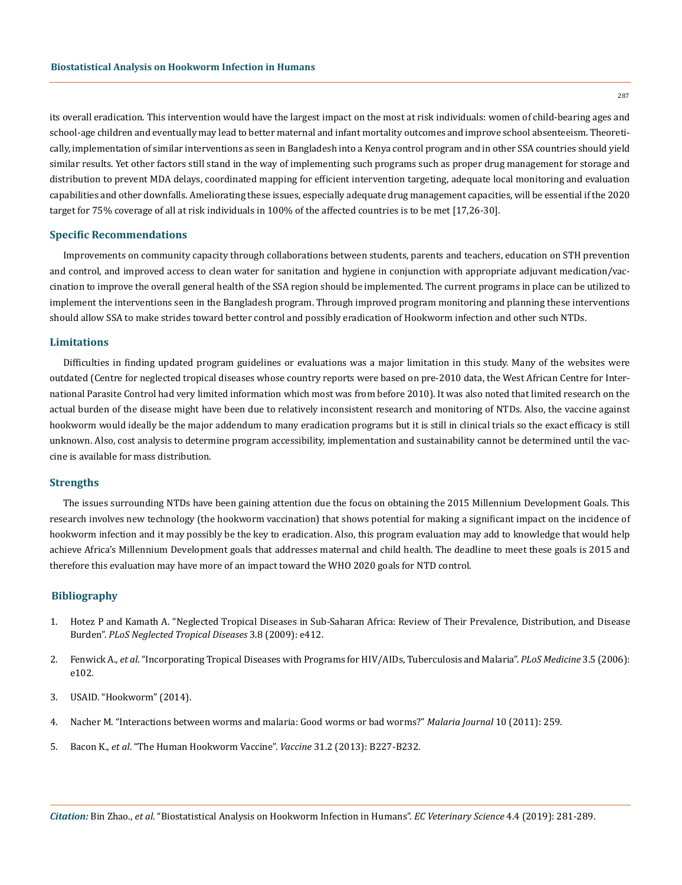its overall eradication. This intervention would have the largest impact on the most at risk individuals: women of child-bearing ages and school-age children and eventually may lead to better maternal and infant mortality outcomes and improve school absenteeism. Theoretically, implementation of similar interventions as seen in Bangladesh into a Kenya control program and in other SSA countries should yield similar results. Yet other factors still stand in the way of implementing such programs such as proper drug management for storage and distribution to prevent MDA delays, coordinated mapping for efficient intervention targeting, adequate local monitoring and evaluation capabilities and other downfalls. Ameliorating these issues, especially adequate drug management capacities, will be essential if the 2020 target for 75% coverage of all at risk individuals in 100% of the affected countries is to be met [17,26-30].

## Specific Recommendations

Improvements on community capacity through collaborations between students, parents and teachers, education on STH prevention and control, and improved access to clean water for sanitation and hygiene in conjunction with appropriate adjuvant medication/vaccination to improve the overall general health of the SSA region should be implemented. The current programs in place can be utilized to implement the interventions seen in the Bangladesh program. Through improved program monitoring and planning these interventions should allow SSA to make strides toward better control and possibly eradication of Hookworm infection and other such NTDs.

## Limitations

Difficulties in finding updated program guidelines or evaluations was a major limitation in this study. Many of the websites were outdated (Centre for neglected tropical diseases whose country reports were based on pre-2010 data, the West African Centre for International Parasite Control had very limited information which most was from before 2010). It was also noted that limited research on the actual burden of the disease might have been due to relatively inconsistent research and monitoring of NTDs. Also, the vaccine against hookworm would ideally be the major addendum to many eradication programs but it is still in clinical trials so the exact efficacy is still unknown. Also, cost analysis to determine program accessibility, implementation and sustainability cannot be determined until the vaccine is available for mass distribution.

## Strengths

The issues surrounding NTDs have been gaining attention due the focus on obtaining the 2015 Millennium Development Goals. This research involves new technology (the hookworm vaccination) that shows potential for making a significant impact on the incidence of hookworm infection and it may possibly be the key to eradication. Also, this program evaluation may add to knowledge that would help achieve Africa's Millennium Development goals that addresses maternal and child health. The deadline to meet these goals is 2015 and therefore this evaluation may have more of an impact toward the WHO 2020 goals for NTD control.

## Bibliography

1. Hotez P and Kamath A. "Neglected Tropical Diseases in Sub-Saharan Africa: Review of Their Prevalence, Distribution, and Disease Burden". *PLoS Neglected Tropical Diseases* 3.8 (2009): e412.
2. Fenwick A., *et al*. "Incorporating Tropical Diseases with Programs for HIV/AIDs, Tuberculosis and Malaria". *PLoS Medicine* 3.5 (2006): e102.
3. USAID. "Hookworm" (2014).
4. Nacher M. "Interactions between worms and malaria: Good worms or bad worms?" *Malaria Journal* 10 (2011): 259.
5. Bacon K., *et al*. "The Human Hookworm Vaccine". *Vaccine* 31.2 (2013): B227-B232.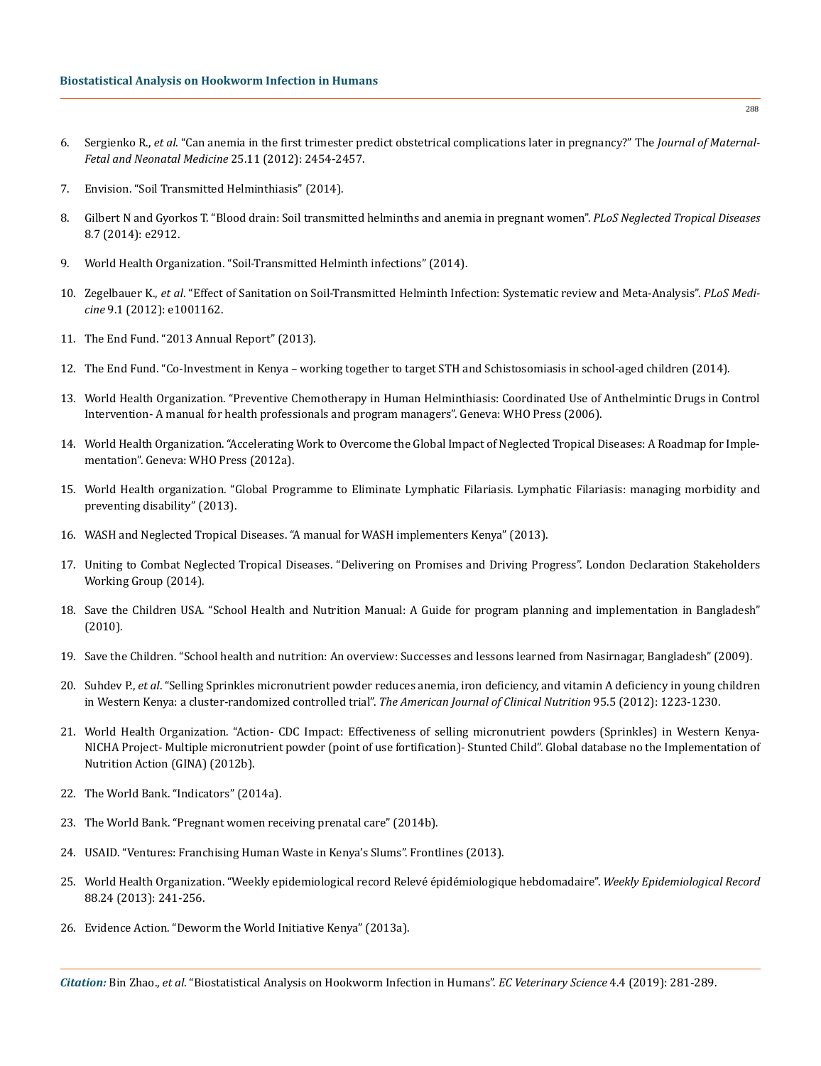6. Sergienko R., *et al*. "Can anemia in the first trimester predict obstetrical complications later in pregnancy?" The *Journal of Maternal-Fetal and Neonatal Medicine* 25.11 (2012): 2454-2457.

7. Envision. "Soil Transmitted Helminthiasis" (2014).

8. Gilbert N and Gyorkos T. "Blood drain: Soil transmitted helminths and anemia in pregnant women". *PLoS Neglected Tropical Diseases* 8.7 (2014): e2912.

9. World Health Organization. "Soil-Transmitted Helminth infections" (2014).

10. Zegelbauer K., *et al*. "Effect of Sanitation on Soil-Transmitted Helminth Infection: Systematic review and Meta-Analysis". *PLoS Medicine* 9.1 (2012): e1001162.

11. The End Fund. "2013 Annual Report" (2013).

12. The End Fund. "Co-Investment in Kenya – working together to target STH and Schistosomiasis in school-aged children (2014).

13. World Health Organization. "Preventive Chemotherapy in Human Helminthiasis: Coordinated Use of Anthelmintic Drugs in Control Intervention- A manual for health professionals and program managers". Geneva: WHO Press (2006).

14. World Health Organization. "Accelerating Work to Overcome the Global Impact of Neglected Tropical Diseases: A Roadmap for Implementation". Geneva: WHO Press (2012a).

15. World Health organization. "Global Programme to Eliminate Lymphatic Filariasis. Lymphatic Filariasis: managing morbidity and preventing disability" (2013).

16. WASH and Neglected Tropical Diseases. "A manual for WASH implementers Kenya" (2013).

17. Uniting to Combat Neglected Tropical Diseases. "Delivering on Promises and Driving Progress". London Declaration Stakeholders Working Group (2014).

18. Save the Children USA. "School Health and Nutrition Manual: A Guide for program planning and implementation in Bangladesh" (2010).

19. Save the Children. "School health and nutrition: An overview: Successes and lessons learned from Nasirnagar, Bangladesh" (2009).

20. Suhdev P., *et al*. "Selling Sprinkles micronutrient powder reduces anemia, iron deficiency, and vitamin A deficiency in young children in Western Kenya: a cluster-randomized controlled trial". *The American Journal of Clinical Nutrition* 95.5 (2012): 1223-1230.

21. World Health Organization. "Action- CDC Impact: Effectiveness of selling micronutrient powders (Sprinkles) in Western Kenya-NICHA Project- Multiple micronutrient powder (point of use fortification)- Stunted Child". Global database no the Implementation of Nutrition Action (GINA) (2012b).

22. The World Bank. "Indicators" (2014a).

23. The World Bank. "Pregnant women receiving prenatal care" (2014b).

24. USAID. "Ventures: Franchising Human Waste in Kenya's Slums". Frontlines (2013).

25. World Health Organization. "Weekly epidemiological record Relevé épidémiologique hebdomadaire". *Weekly Epidemiological Record* 88.24 (2013): 241-256.

26. Evidence Action. "Deworm the World Initiative Kenya" (2013a).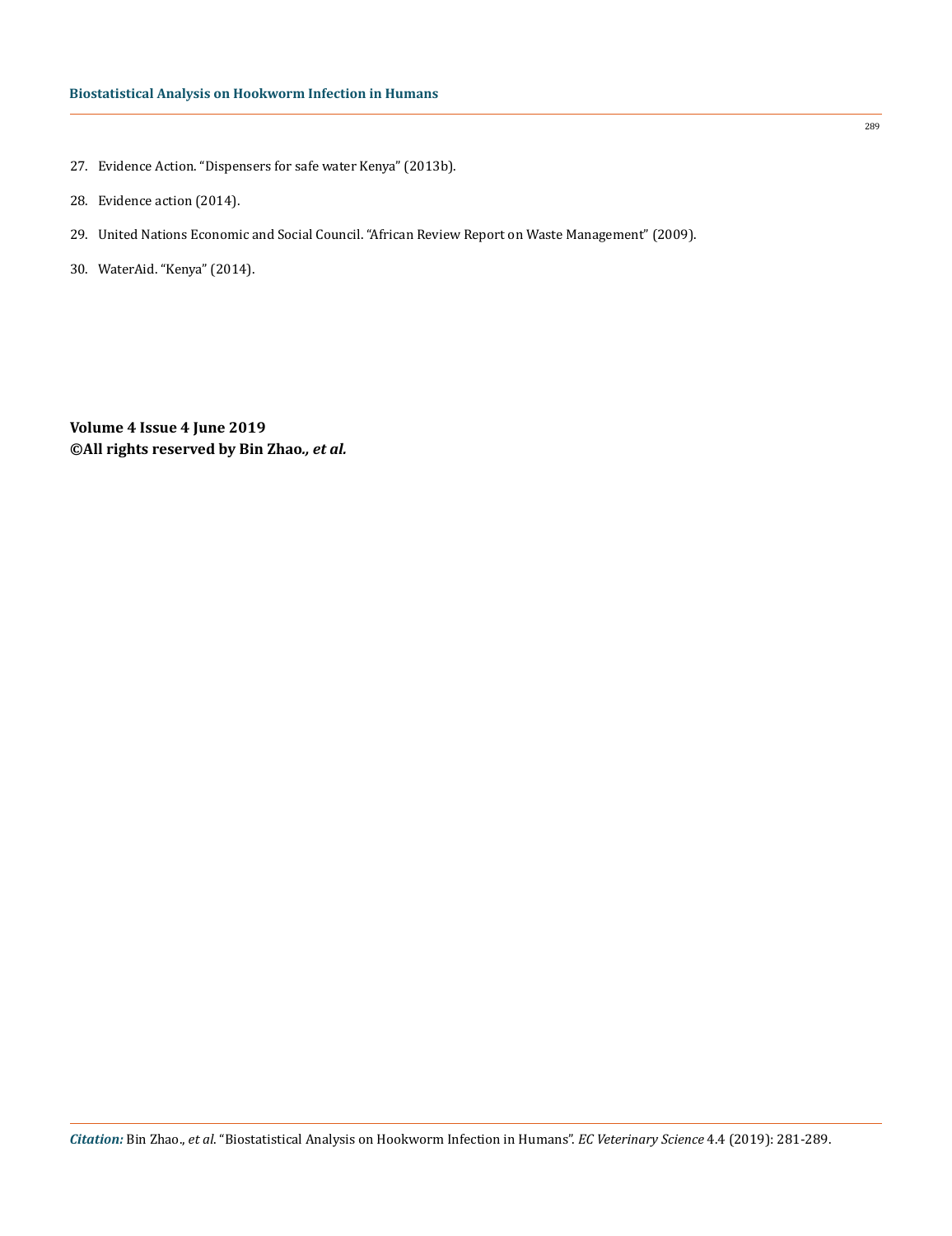27. Evidence Action. “Dispensers for safe water Kenya” (2013b).

28. Evidence action (2014).

29. United Nations Economic and Social Council. “African Review Report on Waste Management” (2009).

30. WaterAid. “Kenya” (2014).

**Volume 4 Issue 4 June 2019**
**©All rights reserved by Bin Zhao*., et al.***